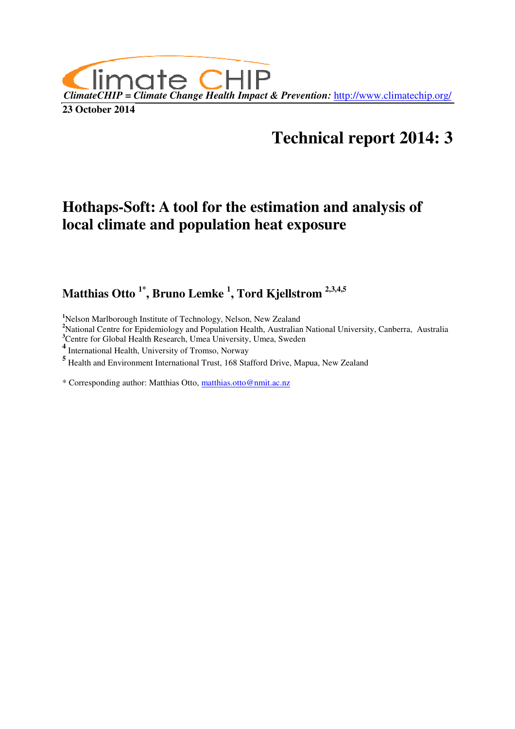Climate CHIP

*ClimateCHIP = Climate Change Health Impact & Prevention:* http://www.climatechip.org/

**23 October 2014**

# Technical report 2014: 3

## Hothaps-Soft: A tool for the estimation and analysis of local climate and population heat exposure

**Matthias Otto [1*], Bruno Lemke [1], Tord Kjellstrom [2,3,4,5]**

[1]Nelson Marlborough Institute of Technology, Nelson, New Zealand

[2]National Centre for Epidemiology and Population Health, Australian National University, Canberra, Australia

[3]Centre for Global Health Research, Umea University, Umea, Sweden

[4] International Health, University of Tromso, Norway

[5] Health and Environment International Trust, 168 Stafford Drive, Mapua, New Zealand

* Corresponding author: Matthias Otto, matthias.otto@nmit.ac.nz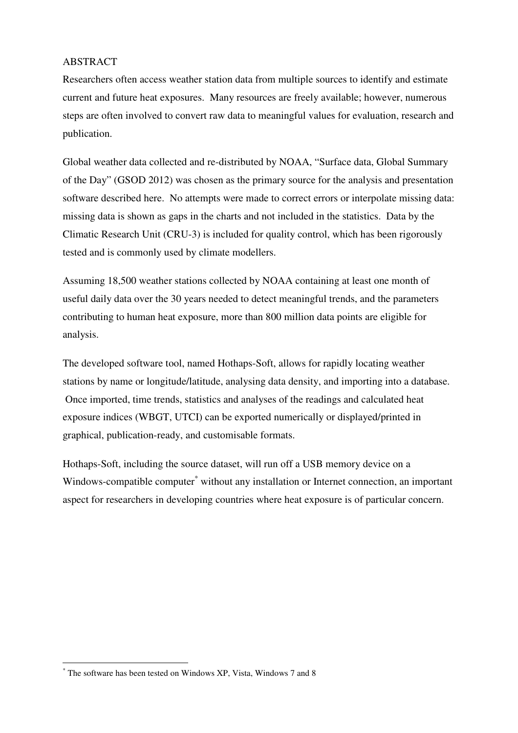# ABSTRACT

Researchers often access weather station data from multiple sources to identify and estimate current and future heat exposures. Many resources are freely available; however, numerous steps are often involved to convert raw data to meaningful values for evaluation, research and publication.

Global weather data collected and re-distributed by NOAA, "Surface data, Global Summary of the Day" (GSOD 2012) was chosen as the primary source for the analysis and presentation software described here. No attempts were made to correct errors or interpolate missing data: missing data is shown as gaps in the charts and not included in the statistics. Data by the Climatic Research Unit (CRU-3) is included for quality control, which has been rigorously tested and is commonly used by climate modellers.

Assuming 18,500 weather stations collected by NOAA containing at least one month of useful daily data over the 30 years needed to detect meaningful trends, and the parameters contributing to human heat exposure, more than 800 million data points are eligible for analysis.

The developed software tool, named Hothaps-Soft, allows for rapidly locating weather stations by name or longitude/latitude, analysing data density, and importing into a database. Once imported, time trends, statistics and analyses of the readings and calculated heat exposure indices (WBGT, UTCI) can be exported numerically or displayed/printed in graphical, publication-ready, and customisable formats.

Hothaps-Soft, including the source dataset, will run off a USB memory device on a Windows-compatible computer[*] without any installation or Internet connection, an important aspect for researchers in developing countries where heat exposure is of particular concern.

[*] The software has been tested on Windows XP, Vista, Windows 7 and 8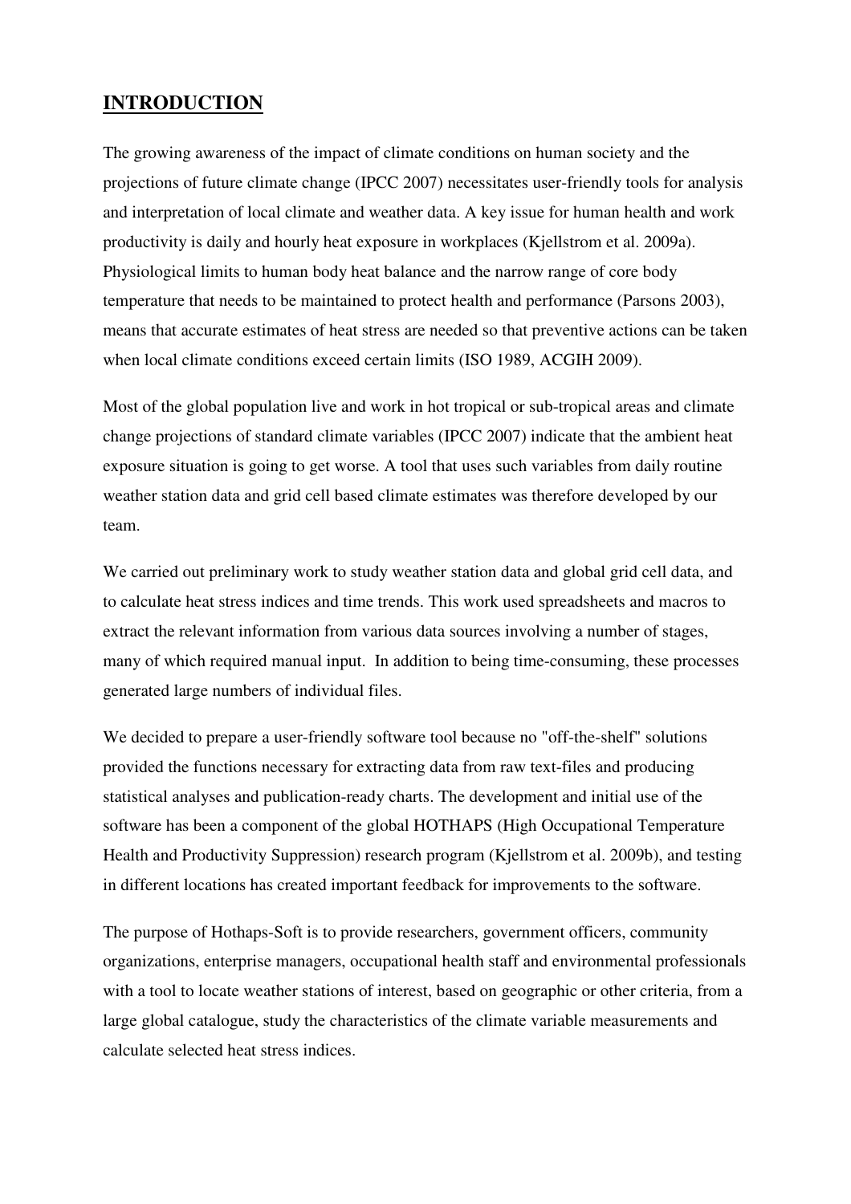## INTRODUCTION

The growing awareness of the impact of climate conditions on human society and the projections of future climate change (IPCC 2007) necessitates user-friendly tools for analysis and interpretation of local climate and weather data. A key issue for human health and work productivity is daily and hourly heat exposure in workplaces (Kjellstrom et al. 2009a). Physiological limits to human body heat balance and the narrow range of core body temperature that needs to be maintained to protect health and performance (Parsons 2003), means that accurate estimates of heat stress are needed so that preventive actions can be taken when local climate conditions exceed certain limits (ISO 1989, ACGIH 2009).

Most of the global population live and work in hot tropical or sub-tropical areas and climate change projections of standard climate variables (IPCC 2007) indicate that the ambient heat exposure situation is going to get worse. A tool that uses such variables from daily routine weather station data and grid cell based climate estimates was therefore developed by our team.

We carried out preliminary work to study weather station data and global grid cell data, and to calculate heat stress indices and time trends. This work used spreadsheets and macros to extract the relevant information from various data sources involving a number of stages, many of which required manual input. In addition to being time-consuming, these processes generated large numbers of individual files.

We decided to prepare a user-friendly software tool because no "off-the-shelf" solutions provided the functions necessary for extracting data from raw text-files and producing statistical analyses and publication-ready charts. The development and initial use of the software has been a component of the global HOTHAPS (High Occupational Temperature Health and Productivity Suppression) research program (Kjellstrom et al. 2009b), and testing in different locations has created important feedback for improvements to the software.

The purpose of Hothaps-Soft is to provide researchers, government officers, community organizations, enterprise managers, occupational health staff and environmental professionals with a tool to locate weather stations of interest, based on geographic or other criteria, from a large global catalogue, study the characteristics of the climate variable measurements and calculate selected heat stress indices.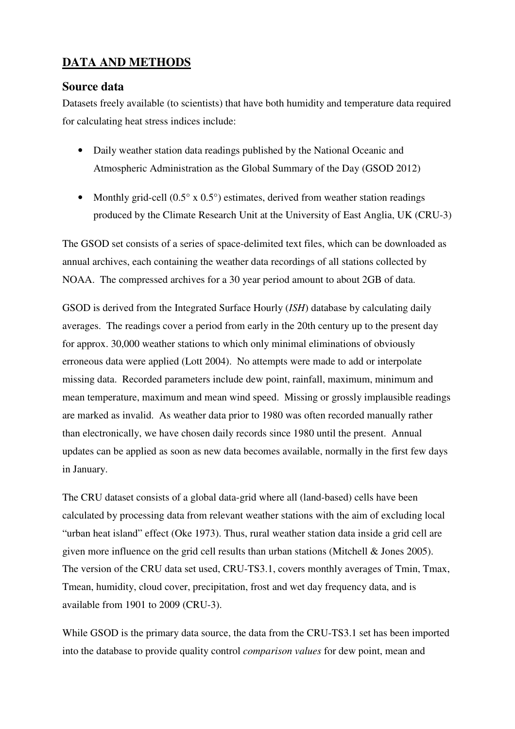## DATA AND METHODS

### Source data

Datasets freely available (to scientists) that have both humidity and temperature data required for calculating heat stress indices include:

- Daily weather station data readings published by the National Oceanic and Atmospheric Administration as the Global Summary of the Day (GSOD 2012)
- Monthly grid-cell (0.5° x 0.5°) estimates, derived from weather station readings produced by the Climate Research Unit at the University of East Anglia, UK (CRU-3)

The GSOD set consists of a series of space-delimited text files, which can be downloaded as annual archives, each containing the weather data recordings of all stations collected by NOAA. The compressed archives for a 30 year period amount to about 2GB of data.

GSOD is derived from the Integrated Surface Hourly (*ISH*) database by calculating daily averages. The readings cover a period from early in the 20th century up to the present day for approx. 30,000 weather stations to which only minimal eliminations of obviously erroneous data were applied (Lott 2004). No attempts were made to add or interpolate missing data. Recorded parameters include dew point, rainfall, maximum, minimum and mean temperature, maximum and mean wind speed. Missing or grossly implausible readings are marked as invalid. As weather data prior to 1980 was often recorded manually rather than electronically, we have chosen daily records since 1980 until the present. Annual updates can be applied as soon as new data becomes available, normally in the first few days in January.

The CRU dataset consists of a global data-grid where all (land-based) cells have been calculated by processing data from relevant weather stations with the aim of excluding local "urban heat island" effect (Oke 1973). Thus, rural weather station data inside a grid cell are given more influence on the grid cell results than urban stations (Mitchell & Jones 2005). The version of the CRU data set used, CRU-TS3.1, covers monthly averages of Tmin, Tmax, Tmean, humidity, cloud cover, precipitation, frost and wet day frequency data, and is available from 1901 to 2009 (CRU-3).

While GSOD is the primary data source, the data from the CRU-TS3.1 set has been imported into the database to provide quality control *comparison values* for dew point, mean and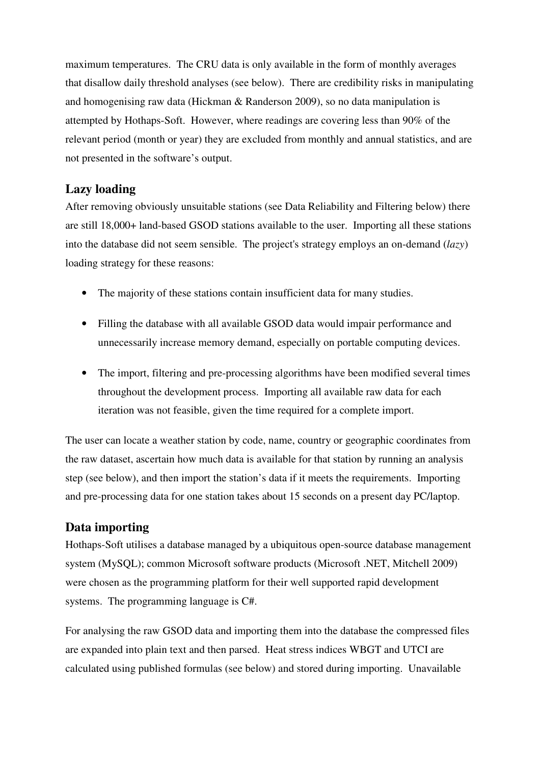maximum temperatures. The CRU data is only available in the form of monthly averages that disallow daily threshold analyses (see below). There are credibility risks in manipulating and homogenising raw data (Hickman & Randerson 2009), so no data manipulation is attempted by Hothaps-Soft. However, where readings are covering less than 90% of the relevant period (month or year) they are excluded from monthly and annual statistics, and are not presented in the software's output.

## Lazy loading

After removing obviously unsuitable stations (see Data Reliability and Filtering below) there are still 18,000+ land-based GSOD stations available to the user. Importing all these stations into the database did not seem sensible. The project's strategy employs an on-demand (*lazy*) loading strategy for these reasons:

- The majority of these stations contain insufficient data for many studies.
- Filling the database with all available GSOD data would impair performance and unnecessarily increase memory demand, especially on portable computing devices.
- The import, filtering and pre-processing algorithms have been modified several times throughout the development process. Importing all available raw data for each iteration was not feasible, given the time required for a complete import.

The user can locate a weather station by code, name, country or geographic coordinates from the raw dataset, ascertain how much data is available for that station by running an analysis step (see below), and then import the station's data if it meets the requirements. Importing and pre-processing data for one station takes about 15 seconds on a present day PC/laptop.

## Data importing

Hothaps-Soft utilises a database managed by a ubiquitous open-source database management system (MySQL); common Microsoft software products (Microsoft .NET, Mitchell 2009) were chosen as the programming platform for their well supported rapid development systems. The programming language is C#.

For analysing the raw GSOD data and importing them into the database the compressed files are expanded into plain text and then parsed. Heat stress indices WBGT and UTCI are calculated using published formulas (see below) and stored during importing. Unavailable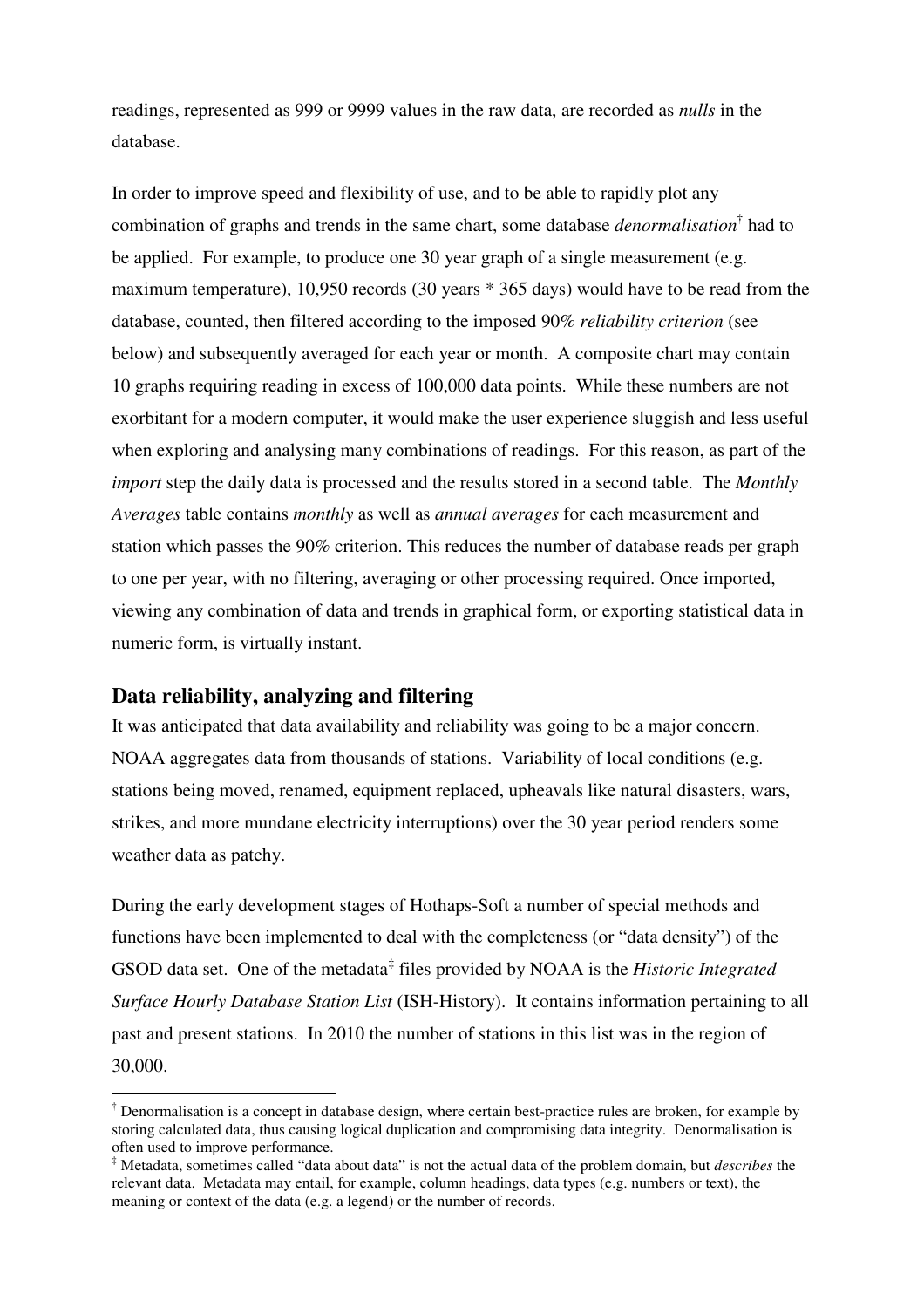readings, represented as 999 or 9999 values in the raw data, are recorded as *nulls* in the database.

In order to improve speed and flexibility of use, and to be able to rapidly plot any combination of graphs and trends in the same chart, some database *denormalisation*[†] had to be applied. For example, to produce one 30 year graph of a single measurement (e.g. maximum temperature), 10,950 records (30 years * 365 days) would have to be read from the database, counted, then filtered according to the imposed 90% *reliability criterion* (see below) and subsequently averaged for each year or month. A composite chart may contain 10 graphs requiring reading in excess of 100,000 data points. While these numbers are not exorbitant for a modern computer, it would make the user experience sluggish and less useful when exploring and analysing many combinations of readings. For this reason, as part of the *import* step the daily data is processed and the results stored in a second table. The *Monthly Averages* table contains *monthly* as well as *annual averages* for each measurement and station which passes the 90% criterion. This reduces the number of database reads per graph to one per year, with no filtering, averaging or other processing required. Once imported, viewing any combination of data and trends in graphical form, or exporting statistical data in numeric form, is virtually instant.

## Data reliability, analyzing and filtering

It was anticipated that data availability and reliability was going to be a major concern. NOAA aggregates data from thousands of stations. Variability of local conditions (e.g. stations being moved, renamed, equipment replaced, upheavals like natural disasters, wars, strikes, and more mundane electricity interruptions) over the 30 year period renders some weather data as patchy.

During the early development stages of Hothaps-Soft a number of special methods and functions have been implemented to deal with the completeness (or "data density") of the GSOD data set. One of the metadata[‡] files provided by NOAA is the *Historic Integrated Surface Hourly Database Station List* (ISH-History). It contains information pertaining to all past and present stations. In 2010 the number of stations in this list was in the region of 30,000.

---

[†] Denormalisation is a concept in database design, where certain best-practice rules are broken, for example by storing calculated data, thus causing logical duplication and compromising data integrity. Denormalisation is often used to improve performance.

[‡] Metadata, sometimes called "data about data" is not the actual data of the problem domain, but *describes* the relevant data. Metadata may entail, for example, column headings, data types (e.g. numbers or text), the meaning or context of the data (e.g. a legend) or the number of records.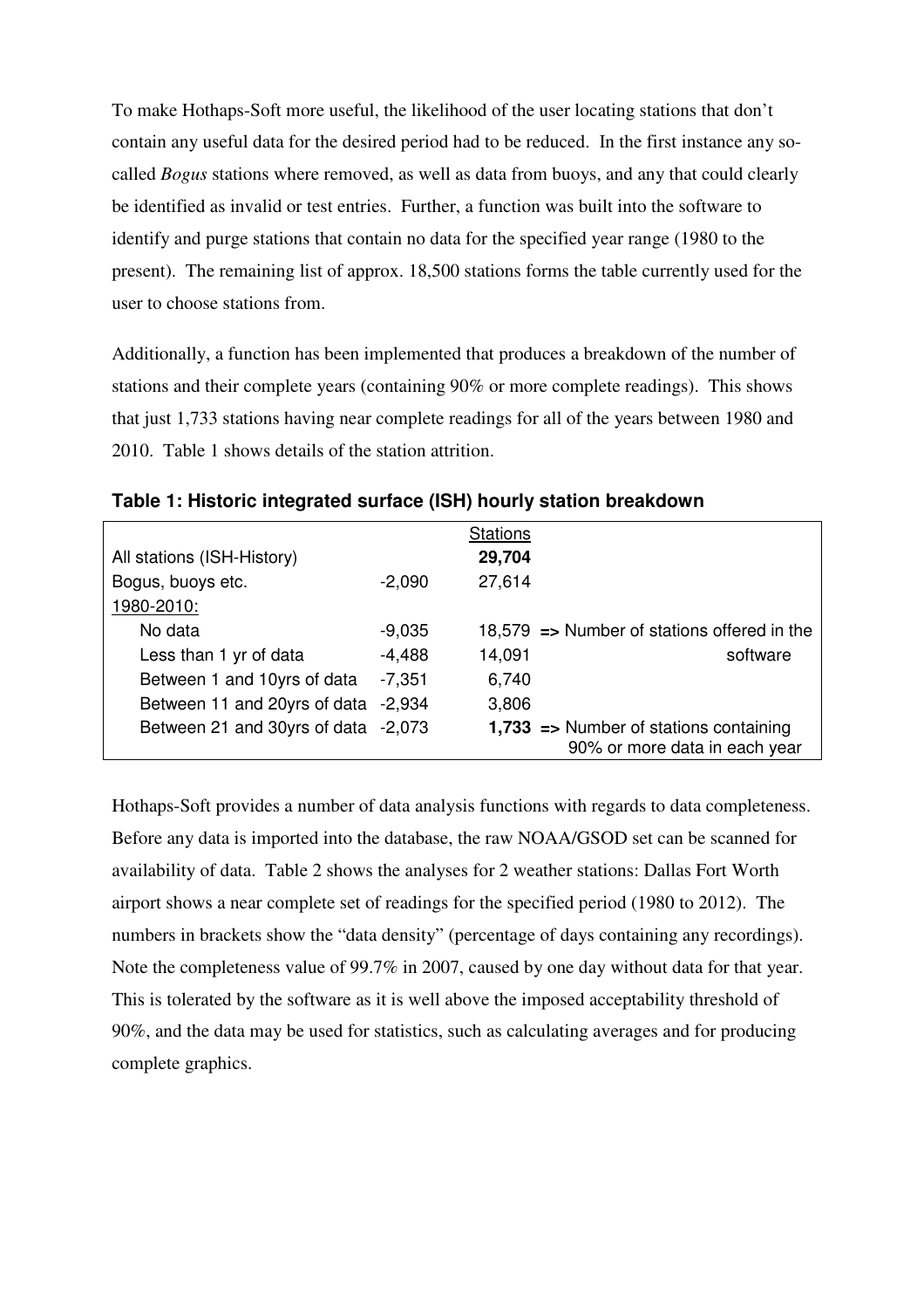To make Hothaps-Soft more useful, the likelihood of the user locating stations that don't contain any useful data for the desired period had to be reduced. In the first instance any so-called *Bogus* stations where removed, as well as data from buoys, and any that could clearly be identified as invalid or test entries. Further, a function was built into the software to identify and purge stations that contain no data for the specified year range (1980 to the present). The remaining list of approx. 18,500 stations forms the table currently used for the user to choose stations from.

Additionally, a function has been implemented that produces a breakdown of the number of stations and their complete years (containing 90% or more complete readings). This shows that just 1,733 stations having near complete readings for all of the years between 1980 and 2010. Table 1 shows details of the station attrition.

**Table 1: Historic integrated surface (ISH) hourly station breakdown**

| | | Stations | |
|---|---|---|---|
| All stations (ISH-History) | | **29,704** | |
| Bogus, buoys etc. | -2,090 | 27,614 | |
| 1980-2010: | | | |
| No data | -9,035 | 18,579 | => Number of stations offered in the software |
| Less than 1 yr of data | -4,488 | 14,091 | |
| Between 1 and 10yrs of data | -7,351 | 6,740 | |
| Between 11 and 20yrs of data | -2,934 | 3,806 | |
| Between 21 and 30yrs of data | -2,073 | **1,733** | => Number of stations containing 90% or more data in each year |

Hothaps-Soft provides a number of data analysis functions with regards to data completeness. Before any data is imported into the database, the raw NOAA/GSOD set can be scanned for availability of data. Table 2 shows the analyses for 2 weather stations: Dallas Fort Worth airport shows a near complete set of readings for the specified period (1980 to 2012). The numbers in brackets show the "data density" (percentage of days containing any recordings). Note the completeness value of 99.7% in 2007, caused by one day without data for that year. This is tolerated by the software as it is well above the imposed acceptability threshold of 90%, and the data may be used for statistics, such as calculating averages and for producing complete graphics.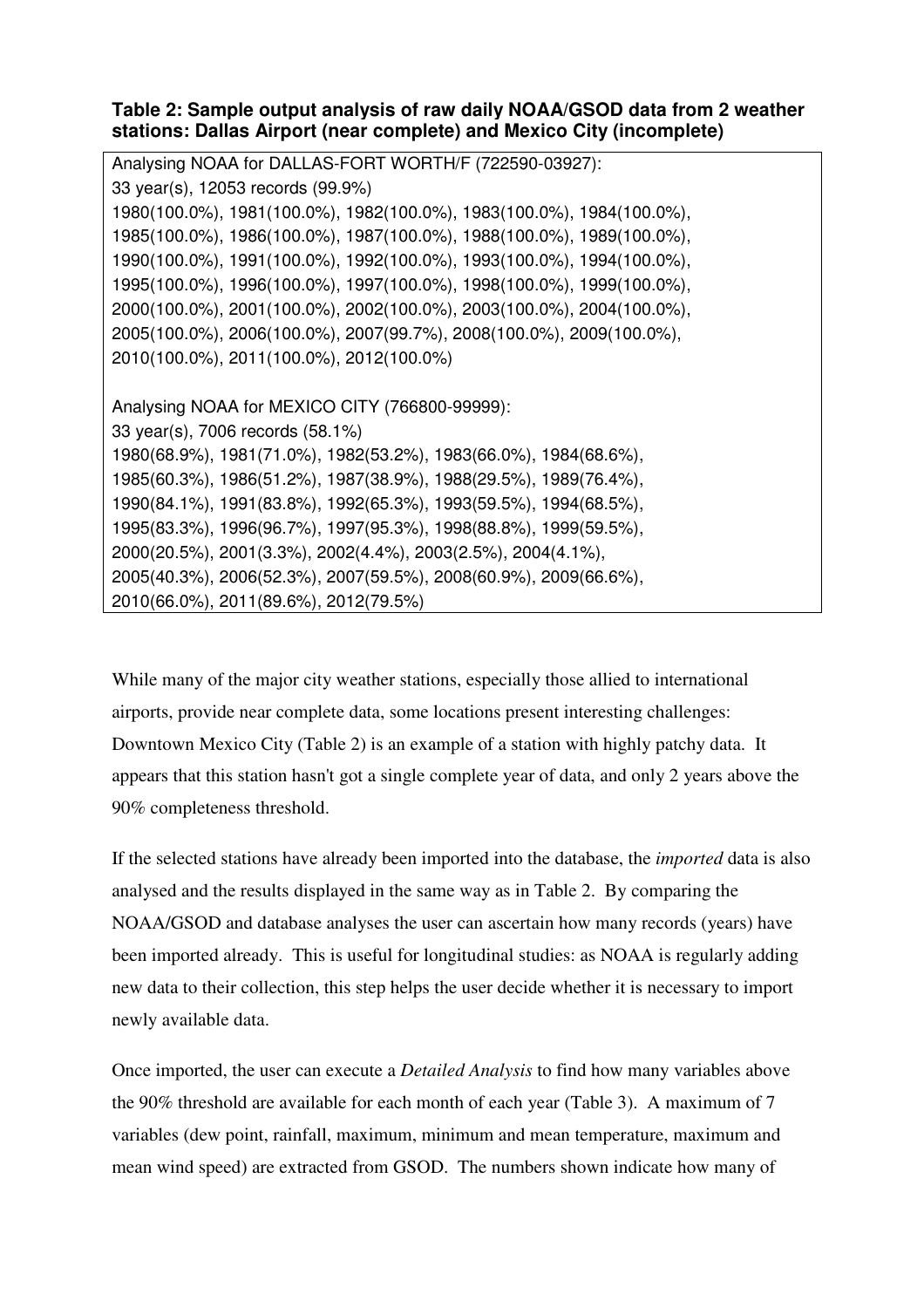**Table 2: Sample output analysis of raw daily NOAA/GSOD data from 2 weather stations: Dallas Airport (near complete) and Mexico City (incomplete)**

```
Analysing NOAA for DALLAS-FORT WORTH/F (722590-03927):
33 year(s), 12053 records (99.9%)
1980(100.0%), 1981(100.0%), 1982(100.0%), 1983(100.0%), 1984(100.0%),
1985(100.0%), 1986(100.0%), 1987(100.0%), 1988(100.0%), 1989(100.0%),
1990(100.0%), 1991(100.0%), 1992(100.0%), 1993(100.0%), 1994(100.0%),
1995(100.0%), 1996(100.0%), 1997(100.0%), 1998(100.0%), 1999(100.0%),
2000(100.0%), 2001(100.0%), 2002(100.0%), 2003(100.0%), 2004(100.0%),
2005(100.0%), 2006(100.0%), 2007(99.7%), 2008(100.0%), 2009(100.0%),
2010(100.0%), 2011(100.0%), 2012(100.0%)

Analysing NOAA for MEXICO CITY (766800-99999):
33 year(s), 7006 records (58.1%)
1980(68.9%), 1981(71.0%), 1982(53.2%), 1983(66.0%), 1984(68.6%),
1985(60.3%), 1986(51.2%), 1987(38.9%), 1988(29.5%), 1989(76.4%),
1990(84.1%), 1991(83.8%), 1992(65.3%), 1993(59.5%), 1994(68.5%),
1995(83.3%), 1996(96.7%), 1997(95.3%), 1998(88.8%), 1999(59.5%),
2000(20.5%), 2001(3.3%), 2002(4.4%), 2003(2.5%), 2004(4.1%),
2005(40.3%), 2006(52.3%), 2007(59.5%), 2008(60.9%), 2009(66.6%),
2010(66.0%), 2011(89.6%), 2012(79.5%)
```

While many of the major city weather stations, especially those allied to international airports, provide near complete data, some locations present interesting challenges: Downtown Mexico City (Table 2) is an example of a station with highly patchy data. It appears that this station hasn't got a single complete year of data, and only 2 years above the 90% completeness threshold.

If the selected stations have already been imported into the database, the *imported* data is also analysed and the results displayed in the same way as in Table 2. By comparing the NOAA/GSOD and database analyses the user can ascertain how many records (years) have been imported already. This is useful for longitudinal studies: as NOAA is regularly adding new data to their collection, this step helps the user decide whether it is necessary to import newly available data.

Once imported, the user can execute a *Detailed Analysis* to find how many variables above the 90% threshold are available for each month of each year (Table 3). A maximum of 7 variables (dew point, rainfall, maximum, minimum and mean temperature, maximum and mean wind speed) are extracted from GSOD. The numbers shown indicate how many of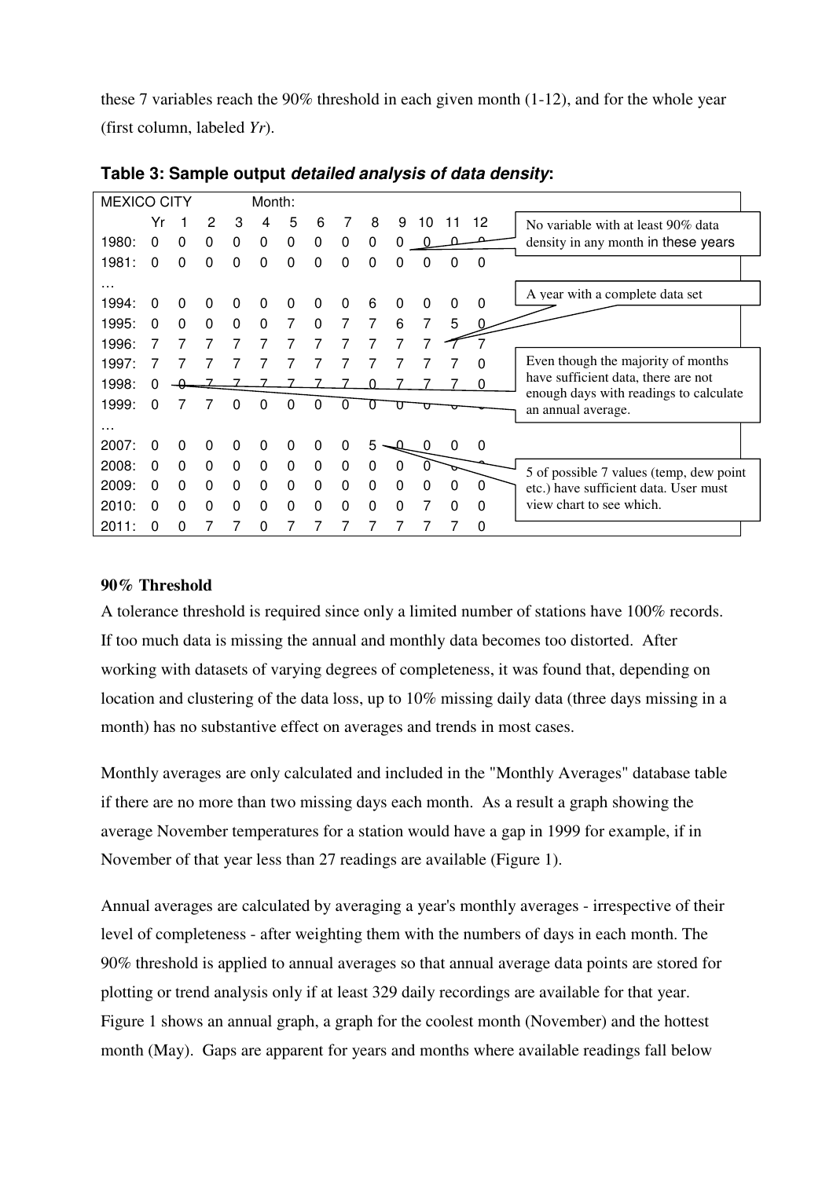these 7 variables reach the 90% threshold in each given month (1-12), and for the whole year (first column, labeled *Yr*).

**Table 3: Sample output *detailed analysis of data density*:**

| MEXICO CITY | Yr | 1 | 2 | 3 | 4 | 5 | 6 | 7 | 8 | 9 | 10 | 11 | 12 |
|---|---|---|---|---|---|---|---|---|---|---|---|---|---|
| | | | | | Month: | | | | | | | | |
| 1980: | 0 | 0 | 0 | 0 | 0 | 0 | 0 | 0 | 0 | 0 | 0 | 0 | 0 |
| 1981: | 0 | 0 | 0 | 0 | 0 | 0 | 0 | 0 | 0 | 0 | 0 | 0 | 0 |
| … | | | | | | | | | | | | | |
| 1994: | 0 | 0 | 0 | 0 | 0 | 0 | 0 | 0 | 6 | 0 | 0 | 0 | 0 |
| 1995: | 0 | 0 | 0 | 0 | 0 | 7 | 0 | 7 | 7 | 6 | 7 | 5 | 0 |
| 1996: | 7 | 7 | 7 | 7 | 7 | 7 | 7 | 7 | 7 | 7 | 7 | 7 | 7 |
| 1997: | 7 | 7 | 7 | 7 | 7 | 7 | 7 | 7 | 7 | 7 | 7 | 7 | 0 |
| 1998: | 0 | 0 | 7 | 7 | 7 | 7 | 7 | 7 | 0 | 7 | 7 | 7 | 0 |
| 1999: | 0 | 7 | 7 | 0 | 0 | 0 | 0 | 0 | 0 | 0 | 0 | 0 | 0 |
| … | | | | | | | | | | | | | |
| 2007: | 0 | 0 | 0 | 0 | 0 | 0 | 0 | 0 | 5 | 0 | 0 | 0 | 0 |
| 2008: | 0 | 0 | 0 | 0 | 0 | 0 | 0 | 0 | 0 | 0 | 0 | 0 | 0 |
| 2009: | 0 | 0 | 0 | 0 | 0 | 0 | 0 | 0 | 0 | 0 | 0 | 0 | 0 |
| 2010: | 0 | 0 | 0 | 0 | 0 | 0 | 0 | 0 | 0 | 0 | 7 | 0 | 0 |
| 2011: | 0 | 0 | 7 | 7 | 0 | 7 | 7 | 7 | 7 | 7 | 7 | 7 | 0 |

Annotations:
- No variable with at least 90% data density in any month in these years (1980–1981)
- A year with a complete data set (1996)
- Even though the majority of months have sufficient data, there are not enough days with readings to calculate an annual average. (1998)
- 5 of possible 7 values (temp, dew point etc.) have sufficient data. User must view chart to see which. (1995, 2007)

### 90% Threshold

A tolerance threshold is required since only a limited number of stations have 100% records. If too much data is missing the annual and monthly data becomes too distorted. After working with datasets of varying degrees of completeness, it was found that, depending on location and clustering of the data loss, up to 10% missing daily data (three days missing in a month) has no substantive effect on averages and trends in most cases.

Monthly averages are only calculated and included in the "Monthly Averages" database table if there are no more than two missing days each month. As a result a graph showing the average November temperatures for a station would have a gap in 1999 for example, if in November of that year less than 27 readings are available (Figure 1).

Annual averages are calculated by averaging a year's monthly averages - irrespective of their level of completeness - after weighting them with the numbers of days in each month. The 90% threshold is applied to annual averages so that annual average data points are stored for plotting or trend analysis only if at least 329 daily recordings are available for that year. Figure 1 shows an annual graph, a graph for the coolest month (November) and the hottest month (May). Gaps are apparent for years and months where available readings fall below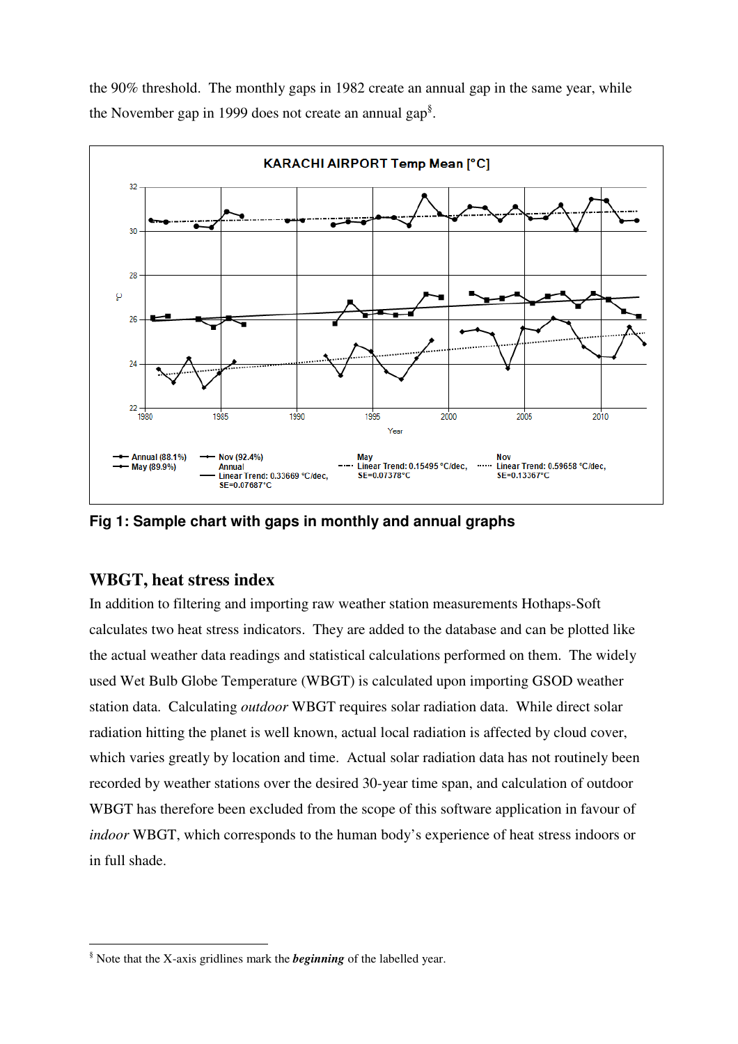the 90% threshold. The monthly gaps in 1982 create an annual gap in the same year, while the November gap in 1999 does not create an annual gap[§].

**Fig 1: Sample chart with gaps in monthly and annual graphs**

## WBGT, heat stress index

In addition to filtering and importing raw weather station measurements Hothaps-Soft calculates two heat stress indicators. They are added to the database and can be plotted like the actual weather data readings and statistical calculations performed on them. The widely used Wet Bulb Globe Temperature (WBGT) is calculated upon importing GSOD weather station data. Calculating *outdoor* WBGT requires solar radiation data. While direct solar radiation hitting the planet is well known, actual local radiation is affected by cloud cover, which varies greatly by location and time. Actual solar radiation data has not routinely been recorded by weather stations over the desired 30-year time span, and calculation of outdoor WBGT has therefore been excluded from the scope of this software application in favour of *indoor* WBGT, which corresponds to the human body's experience of heat stress indoors or in full shade.

---

[§] Note that the X-axis gridlines mark the ***beginning*** of the labelled year.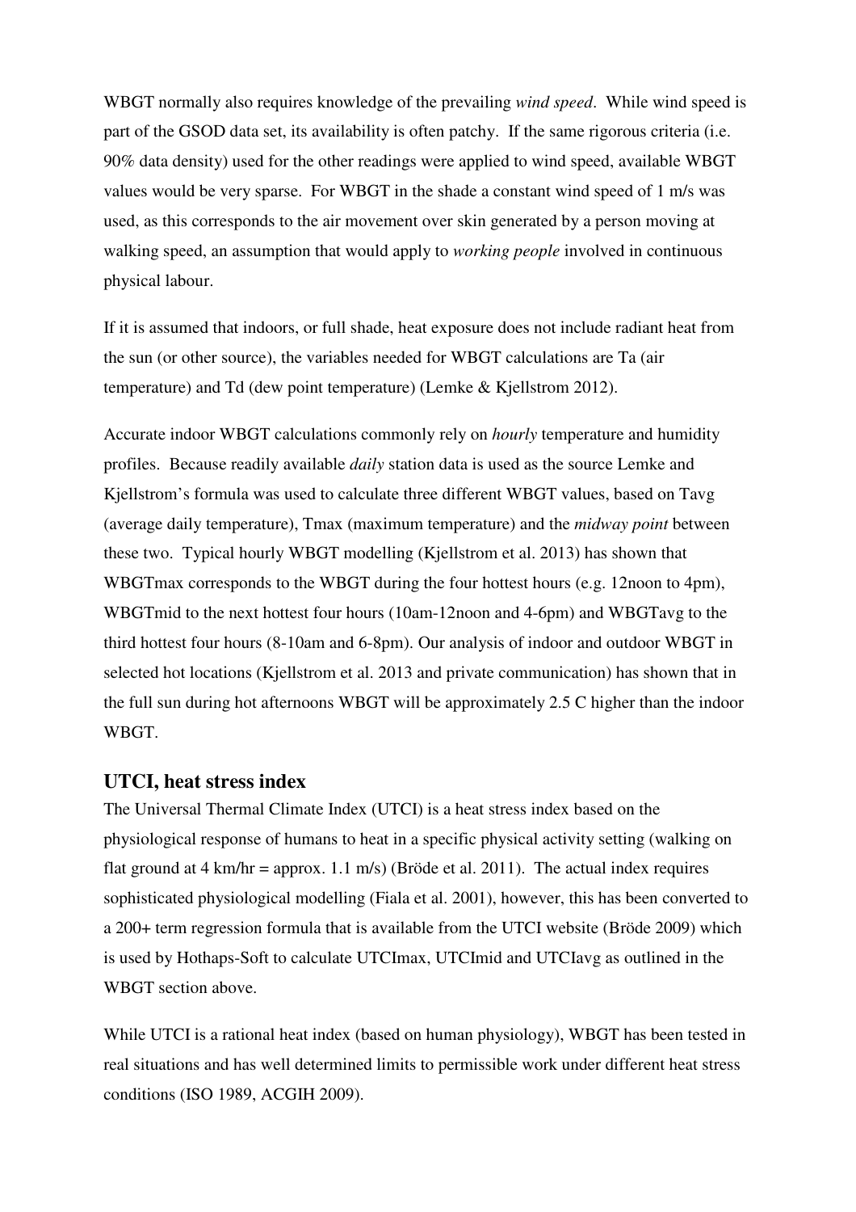WBGT normally also requires knowledge of the prevailing *wind speed*. While wind speed is part of the GSOD data set, its availability is often patchy. If the same rigorous criteria (i.e. 90% data density) used for the other readings were applied to wind speed, available WBGT values would be very sparse. For WBGT in the shade a constant wind speed of 1 m/s was used, as this corresponds to the air movement over skin generated by a person moving at walking speed, an assumption that would apply to *working people* involved in continuous physical labour.

If it is assumed that indoors, or full shade, heat exposure does not include radiant heat from the sun (or other source), the variables needed for WBGT calculations are Ta (air temperature) and Td (dew point temperature) (Lemke & Kjellstrom 2012).

Accurate indoor WBGT calculations commonly rely on *hourly* temperature and humidity profiles. Because readily available *daily* station data is used as the source Lemke and Kjellstrom's formula was used to calculate three different WBGT values, based on Tavg (average daily temperature), Tmax (maximum temperature) and the *midway point* between these two. Typical hourly WBGT modelling (Kjellstrom et al. 2013) has shown that WBGTmax corresponds to the WBGT during the four hottest hours (e.g. 12noon to 4pm), WBGTmid to the next hottest four hours (10am-12noon and 4-6pm) and WBGTavg to the third hottest four hours (8-10am and 6-8pm). Our analysis of indoor and outdoor WBGT in selected hot locations (Kjellstrom et al. 2013 and private communication) has shown that in the full sun during hot afternoons WBGT will be approximately 2.5 C higher than the indoor WBGT.

## UTCI, heat stress index

The Universal Thermal Climate Index (UTCI) is a heat stress index based on the physiological response of humans to heat in a specific physical activity setting (walking on flat ground at 4 km/hr = approx. 1.1 m/s) (Bröde et al. 2011). The actual index requires sophisticated physiological modelling (Fiala et al. 2001), however, this has been converted to a 200+ term regression formula that is available from the UTCI website (Bröde 2009) which is used by Hothaps-Soft to calculate UTCImax, UTCImid and UTCIavg as outlined in the WBGT section above.

While UTCI is a rational heat index (based on human physiology), WBGT has been tested in real situations and has well determined limits to permissible work under different heat stress conditions (ISO 1989, ACGIH 2009).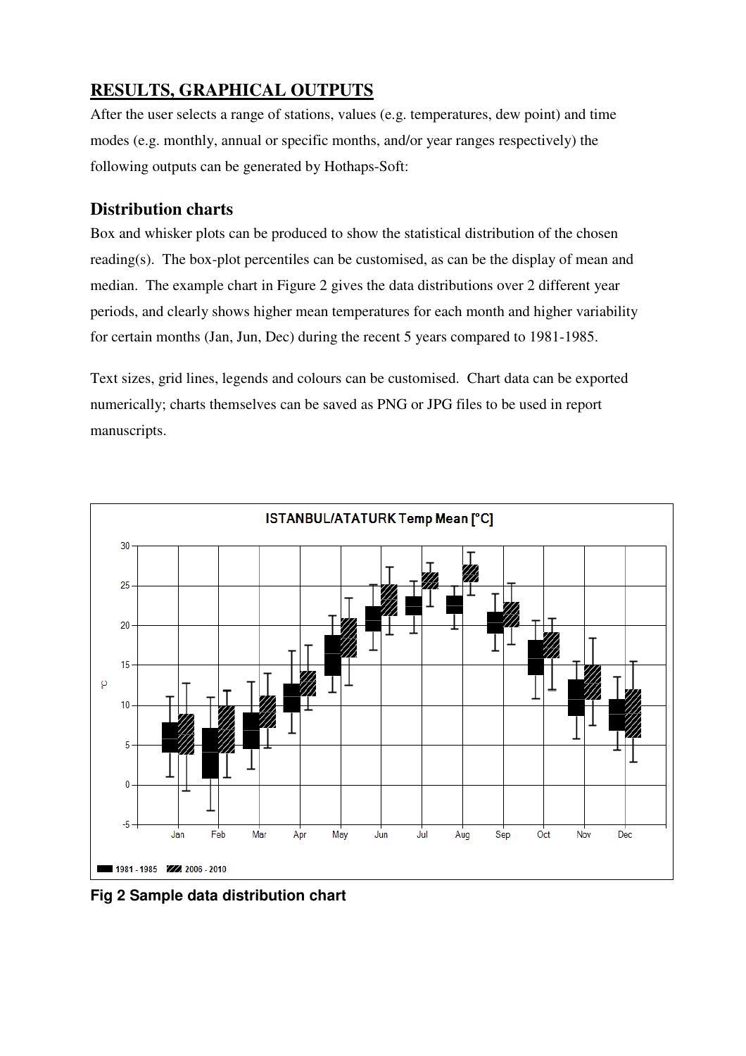## RESULTS, GRAPHICAL OUTPUTS

After the user selects a range of stations, values (e.g. temperatures, dew point) and time modes (e.g. monthly, annual or specific months, and/or year ranges respectively) the following outputs can be generated by Hothaps-Soft:

### Distribution charts

Box and whisker plots can be produced to show the statistical distribution of the chosen reading(s). The box-plot percentiles can be customised, as can be the display of mean and median. The example chart in Figure 2 gives the data distributions over 2 different year periods, and clearly shows higher mean temperatures for each month and higher variability for certain months (Jan, Jun, Dec) during the recent 5 years compared to 1981-1985.

Text sizes, grid lines, legends and colours can be customised. Chart data can be exported numerically; charts themselves can be saved as PNG or JPG files to be used in report manuscripts.

**Fig 2 Sample data distribution chart**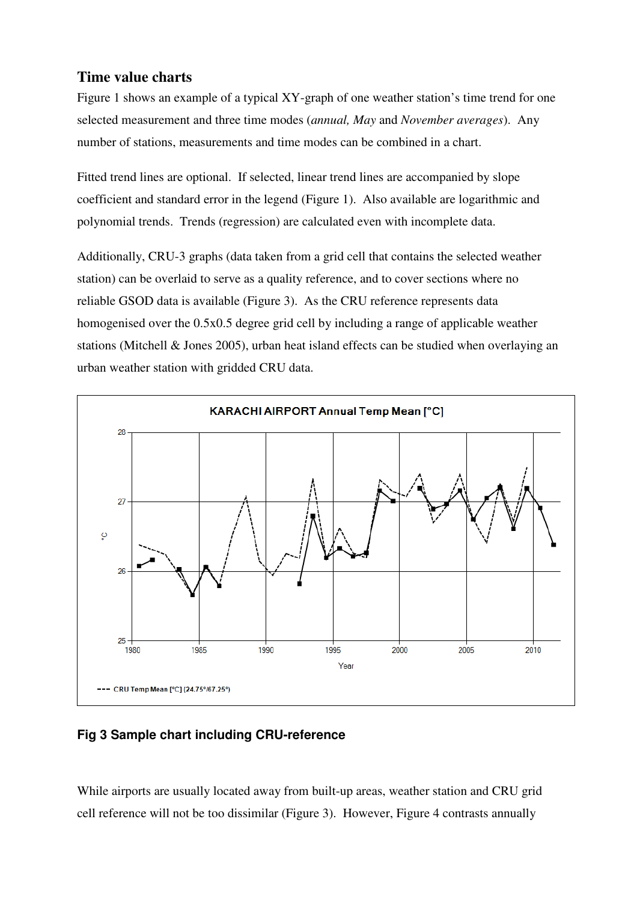## Time value charts

Figure 1 shows an example of a typical XY-graph of one weather station's time trend for one selected measurement and three time modes (*annual, May* and *November averages*). Any number of stations, measurements and time modes can be combined in a chart.

Fitted trend lines are optional. If selected, linear trend lines are accompanied by slope coefficient and standard error in the legend (Figure 1). Also available are logarithmic and polynomial trends. Trends (regression) are calculated even with incomplete data.

Additionally, CRU-3 graphs (data taken from a grid cell that contains the selected weather station) can be overlaid to serve as a quality reference, and to cover sections where no reliable GSOD data is available (Figure 3). As the CRU reference represents data homogenised over the 0.5x0.5 degree grid cell by including a range of applicable weather stations (Mitchell & Jones 2005), urban heat island effects can be studied when overlaying an urban weather station with gridded CRU data.

**Fig 3 Sample chart including CRU-reference**

While airports are usually located away from built-up areas, weather station and CRU grid cell reference will not be too dissimilar (Figure 3). However, Figure 4 contrasts annually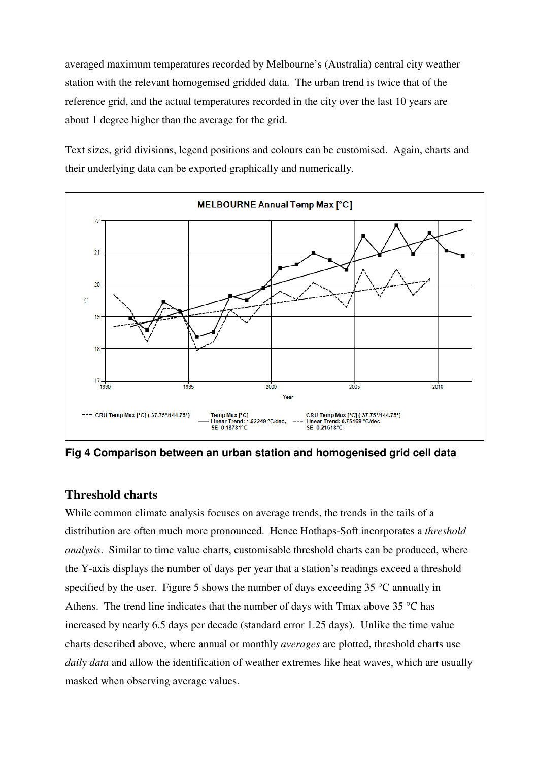averaged maximum temperatures recorded by Melbourne's (Australia) central city weather station with the relevant homogenised gridded data. The urban trend is twice that of the reference grid, and the actual temperatures recorded in the city over the last 10 years are about 1 degree higher than the average for the grid.

Text sizes, grid divisions, legend positions and colours can be customised. Again, charts and their underlying data can be exported graphically and numerically.

**Fig 4 Comparison between an urban station and homogenised grid cell data**

## Threshold charts

While common climate analysis focuses on average trends, the trends in the tails of a distribution are often much more pronounced. Hence Hothaps-Soft incorporates a *threshold analysis*. Similar to time value charts, customisable threshold charts can be produced, where the Y-axis displays the number of days per year that a station's readings exceed a threshold specified by the user. Figure 5 shows the number of days exceeding 35 °C annually in Athens. The trend line indicates that the number of days with Tmax above 35 °C has increased by nearly 6.5 days per decade (standard error 1.25 days). Unlike the time value charts described above, where annual or monthly *averages* are plotted, threshold charts use *daily data* and allow the identification of weather extremes like heat waves, which are usually masked when observing average values.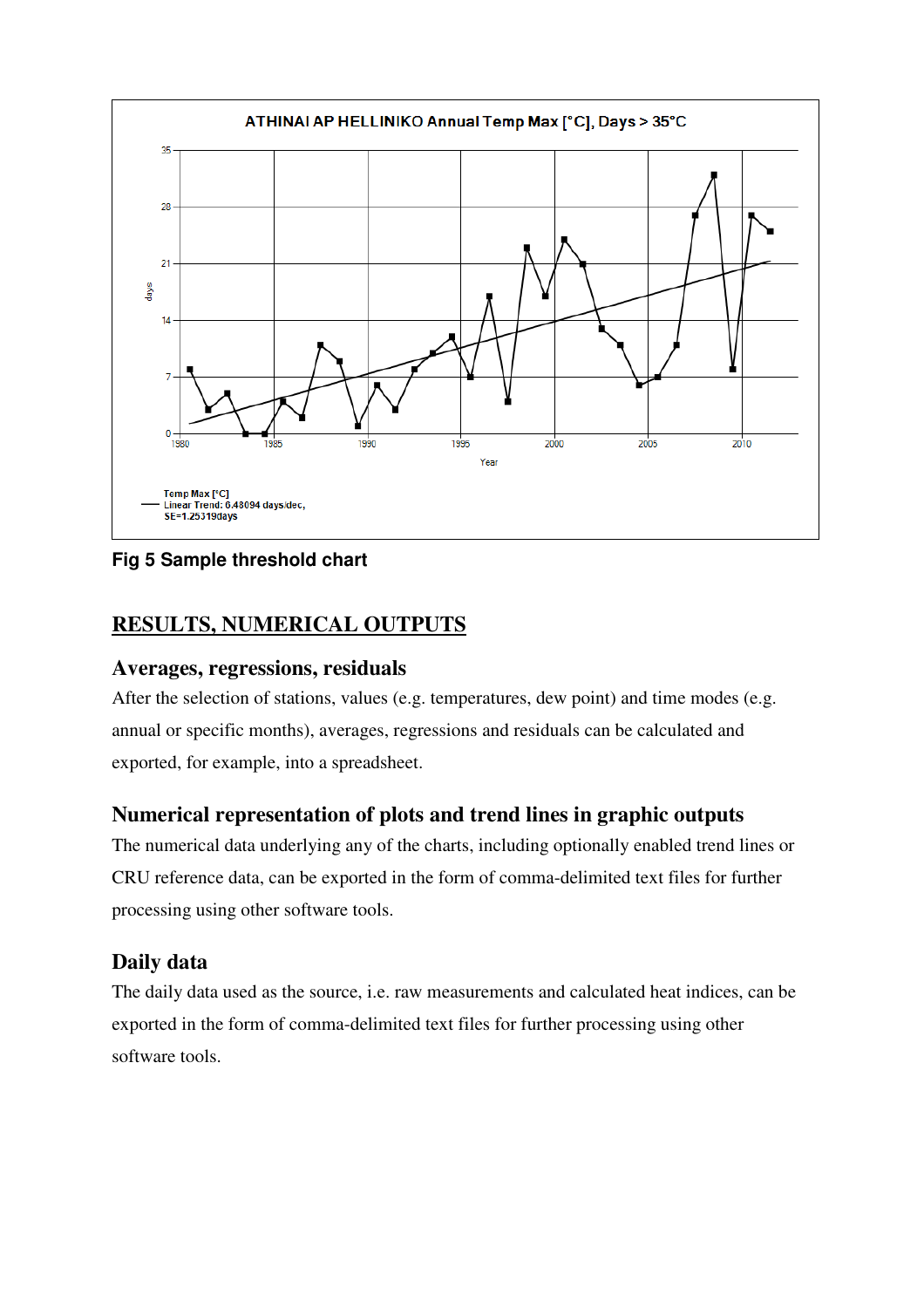ATHINAI AP HELLINIKO Annual Temp Max [°C], Days > 35°C

Temp Max [°C]
Linear Trend: 6.48094 days/dec, SE=1.25319days

**Fig 5 Sample threshold chart**

## RESULTS, NUMERICAL OUTPUTS

### Averages, regressions, residuals

After the selection of stations, values (e.g. temperatures, dew point) and time modes (e.g. annual or specific months), averages, regressions and residuals can be calculated and exported, for example, into a spreadsheet.

### Numerical representation of plots and trend lines in graphic outputs

The numerical data underlying any of the charts, including optionally enabled trend lines or CRU reference data, can be exported in the form of comma-delimited text files for further processing using other software tools.

### Daily data

The daily data used as the source, i.e. raw measurements and calculated heat indices, can be exported in the form of comma-delimited text files for further processing using other software tools.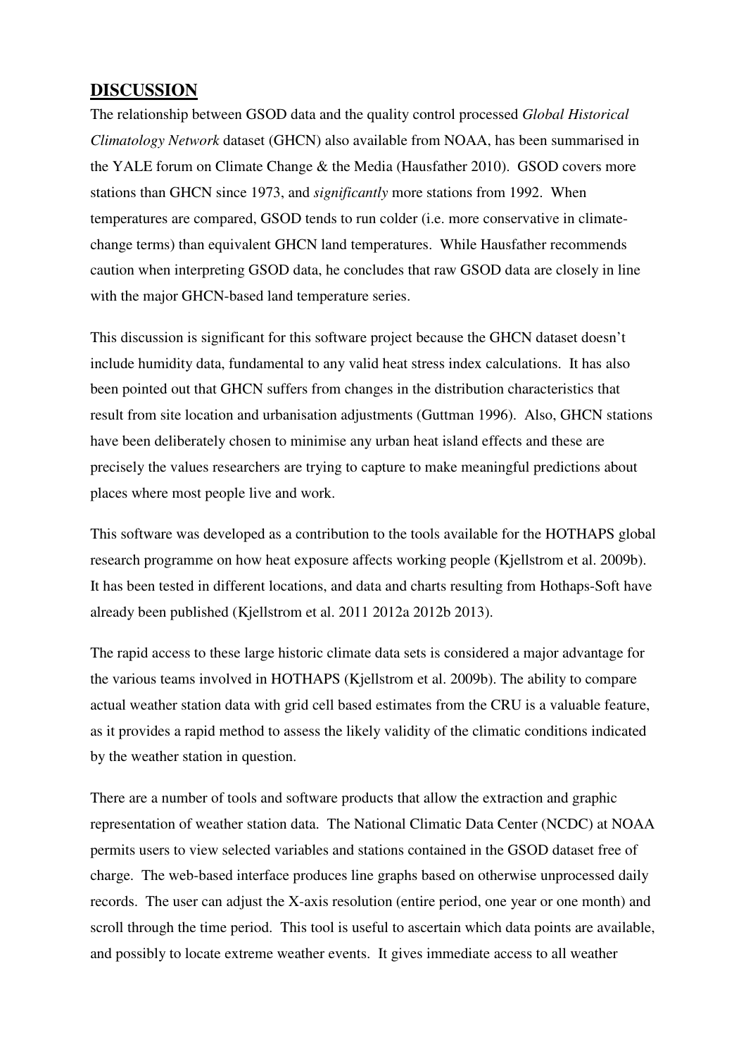## **DISCUSSION**

The relationship between GSOD data and the quality control processed *Global Historical Climatology Network* dataset (GHCN) also available from NOAA, has been summarised in the YALE forum on Climate Change & the Media (Hausfather 2010). GSOD covers more stations than GHCN since 1973, and *significantly* more stations from 1992. When temperatures are compared, GSOD tends to run colder (i.e. more conservative in climate-change terms) than equivalent GHCN land temperatures. While Hausfather recommends caution when interpreting GSOD data, he concludes that raw GSOD data are closely in line with the major GHCN-based land temperature series.

This discussion is significant for this software project because the GHCN dataset doesn't include humidity data, fundamental to any valid heat stress index calculations. It has also been pointed out that GHCN suffers from changes in the distribution characteristics that result from site location and urbanisation adjustments (Guttman 1996). Also, GHCN stations have been deliberately chosen to minimise any urban heat island effects and these are precisely the values researchers are trying to capture to make meaningful predictions about places where most people live and work.

This software was developed as a contribution to the tools available for the HOTHAPS global research programme on how heat exposure affects working people (Kjellstrom et al. 2009b). It has been tested in different locations, and data and charts resulting from Hothaps-Soft have already been published (Kjellstrom et al. 2011 2012a 2012b 2013).

The rapid access to these large historic climate data sets is considered a major advantage for the various teams involved in HOTHAPS (Kjellstrom et al. 2009b). The ability to compare actual weather station data with grid cell based estimates from the CRU is a valuable feature, as it provides a rapid method to assess the likely validity of the climatic conditions indicated by the weather station in question.

There are a number of tools and software products that allow the extraction and graphic representation of weather station data. The National Climatic Data Center (NCDC) at NOAA permits users to view selected variables and stations contained in the GSOD dataset free of charge. The web-based interface produces line graphs based on otherwise unprocessed daily records. The user can adjust the X-axis resolution (entire period, one year or one month) and scroll through the time period. This tool is useful to ascertain which data points are available, and possibly to locate extreme weather events. It gives immediate access to all weather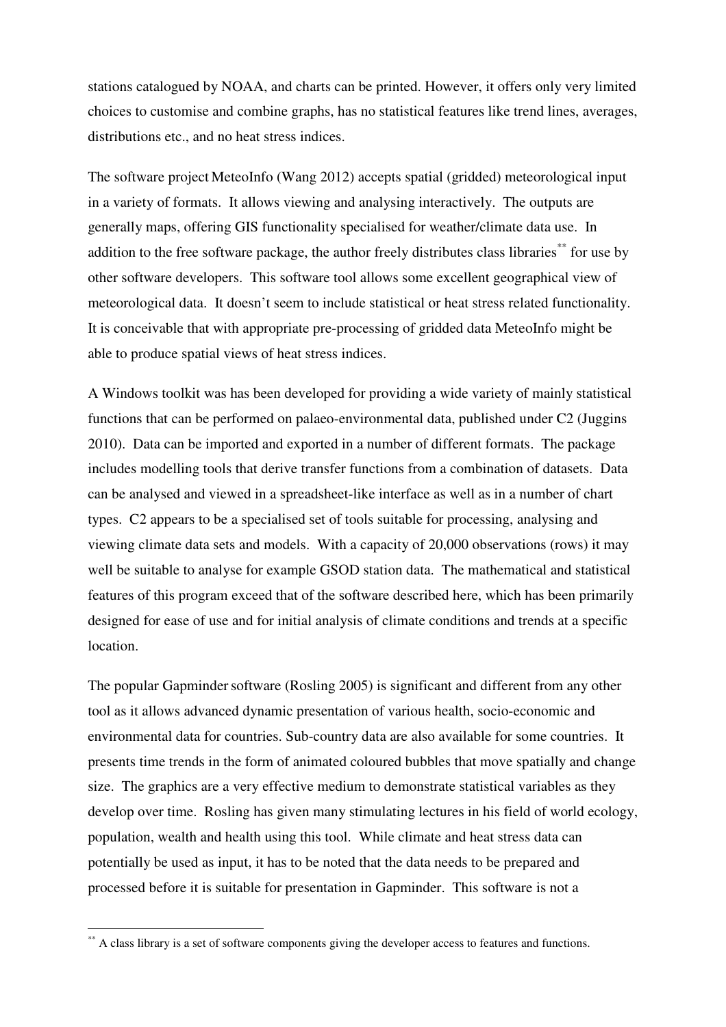stations catalogued by NOAA, and charts can be printed. However, it offers only very limited choices to customise and combine graphs, has no statistical features like trend lines, averages, distributions etc., and no heat stress indices.

The software project MeteoInfo (Wang 2012) accepts spatial (gridded) meteorological input in a variety of formats. It allows viewing and analysing interactively. The outputs are generally maps, offering GIS functionality specialised for weather/climate data use. In addition to the free software package, the author freely distributes class libraries[**] for use by other software developers. This software tool allows some excellent geographical view of meteorological data. It doesn't seem to include statistical or heat stress related functionality. It is conceivable that with appropriate pre-processing of gridded data MeteoInfo might be able to produce spatial views of heat stress indices.

A Windows toolkit was has been developed for providing a wide variety of mainly statistical functions that can be performed on palaeo-environmental data, published under C2 (Juggins 2010). Data can be imported and exported in a number of different formats. The package includes modelling tools that derive transfer functions from a combination of datasets. Data can be analysed and viewed in a spreadsheet-like interface as well as in a number of chart types. C2 appears to be a specialised set of tools suitable for processing, analysing and viewing climate data sets and models. With a capacity of 20,000 observations (rows) it may well be suitable to analyse for example GSOD station data. The mathematical and statistical features of this program exceed that of the software described here, which has been primarily designed for ease of use and for initial analysis of climate conditions and trends at a specific location.

The popular Gapminder software (Rosling 2005) is significant and different from any other tool as it allows advanced dynamic presentation of various health, socio-economic and environmental data for countries. Sub-country data are also available for some countries. It presents time trends in the form of animated coloured bubbles that move spatially and change size. The graphics are a very effective medium to demonstrate statistical variables as they develop over time. Rosling has given many stimulating lectures in his field of world ecology, population, wealth and health using this tool. While climate and heat stress data can potentially be used as input, it has to be noted that the data needs to be prepared and processed before it is suitable for presentation in Gapminder. This software is not a

---

[**] A class library is a set of software components giving the developer access to features and functions.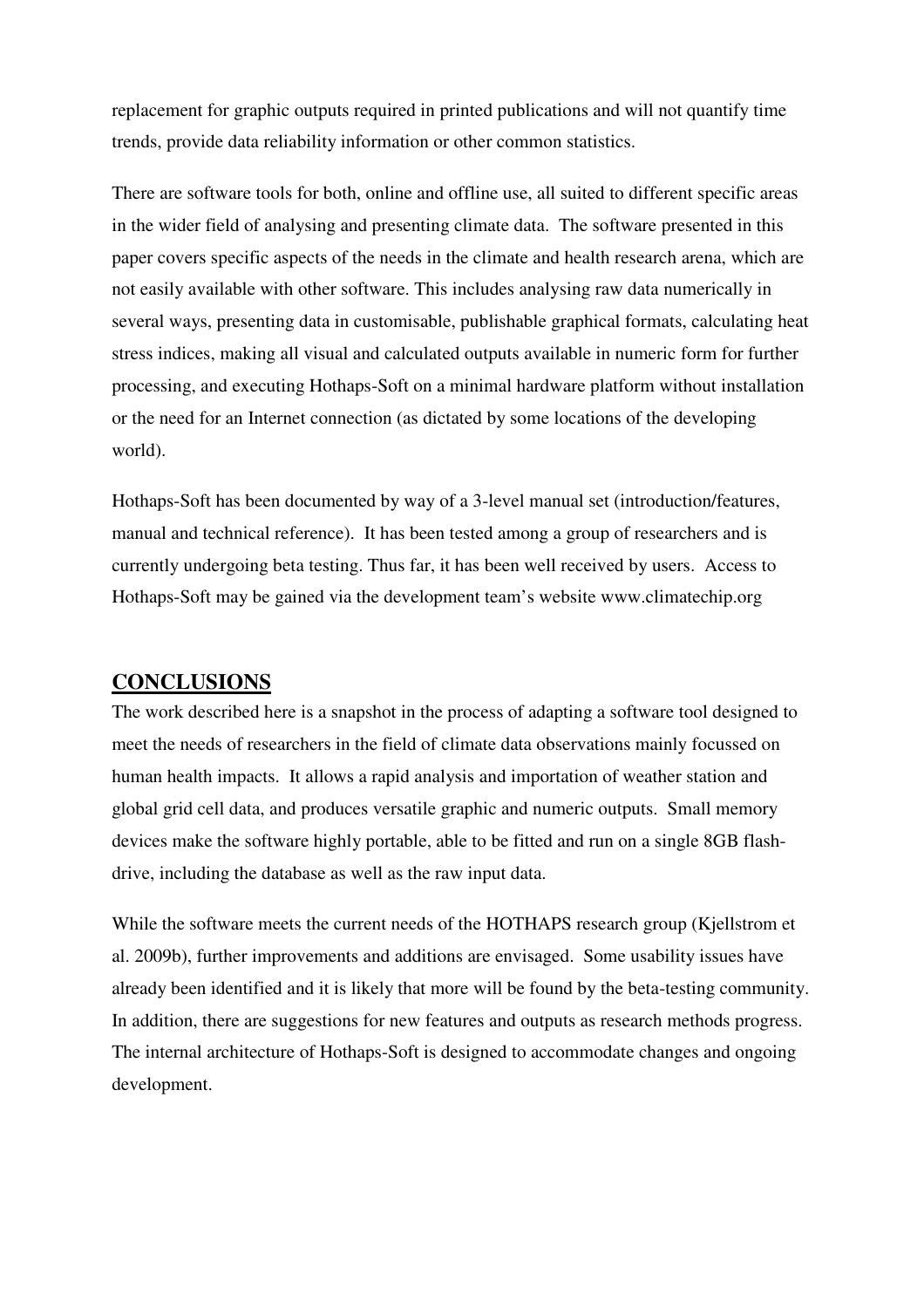replacement for graphic outputs required in printed publications and will not quantify time trends, provide data reliability information or other common statistics.

There are software tools for both, online and offline use, all suited to different specific areas in the wider field of analysing and presenting climate data. The software presented in this paper covers specific aspects of the needs in the climate and health research arena, which are not easily available with other software. This includes analysing raw data numerically in several ways, presenting data in customisable, publishable graphical formats, calculating heat stress indices, making all visual and calculated outputs available in numeric form for further processing, and executing Hothaps-Soft on a minimal hardware platform without installation or the need for an Internet connection (as dictated by some locations of the developing world).

Hothaps-Soft has been documented by way of a 3-level manual set (introduction/features, manual and technical reference). It has been tested among a group of researchers and is currently undergoing beta testing. Thus far, it has been well received by users. Access to Hothaps-Soft may be gained via the development team's website www.climatechip.org

## CONCLUSIONS

The work described here is a snapshot in the process of adapting a software tool designed to meet the needs of researchers in the field of climate data observations mainly focussed on human health impacts. It allows a rapid analysis and importation of weather station and global grid cell data, and produces versatile graphic and numeric outputs. Small memory devices make the software highly portable, able to be fitted and run on a single 8GB flash-drive, including the database as well as the raw input data.

While the software meets the current needs of the HOTHAPS research group (Kjellstrom et al. 2009b), further improvements and additions are envisaged. Some usability issues have already been identified and it is likely that more will be found by the beta-testing community. In addition, there are suggestions for new features and outputs as research methods progress. The internal architecture of Hothaps-Soft is designed to accommodate changes and ongoing development.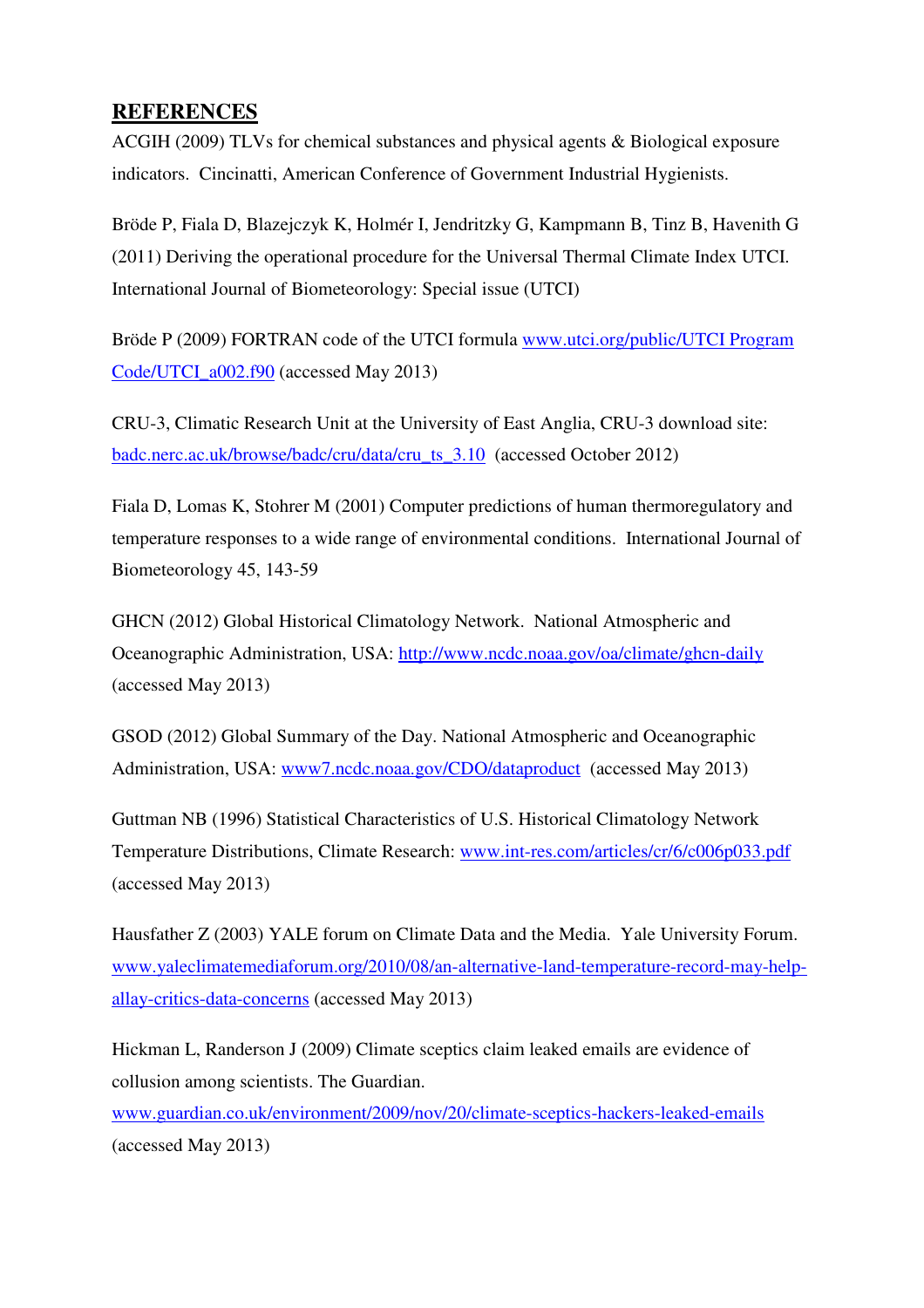## REFERENCES

ACGIH (2009) TLVs for chemical substances and physical agents & Biological exposure indicators. Cincinatti, American Conference of Government Industrial Hygienists.

Bröde P, Fiala D, Blazejczyk K, Holmér I, Jendritzky G, Kampmann B, Tinz B, Havenith G (2011) Deriving the operational procedure for the Universal Thermal Climate Index UTCI. International Journal of Biometeorology: Special issue (UTCI)

Bröde P (2009) FORTRAN code of the UTCI formula www.utci.org/public/UTCI Program Code/UTCI_a002.f90 (accessed May 2013)

CRU-3, Climatic Research Unit at the University of East Anglia, CRU-3 download site: badc.nerc.ac.uk/browse/badc/cru/data/cru_ts_3.10 (accessed October 2012)

Fiala D, Lomas K, Stohrer M (2001) Computer predictions of human thermoregulatory and temperature responses to a wide range of environmental conditions. International Journal of Biometeorology 45, 143-59

GHCN (2012) Global Historical Climatology Network. National Atmospheric and Oceanographic Administration, USA: http://www.ncdc.noaa.gov/oa/climate/ghcn-daily (accessed May 2013)

GSOD (2012) Global Summary of the Day. National Atmospheric and Oceanographic Administration, USA: www7.ncdc.noaa.gov/CDO/dataproduct (accessed May 2013)

Guttman NB (1996) Statistical Characteristics of U.S. Historical Climatology Network Temperature Distributions, Climate Research: www.int-res.com/articles/cr/6/c006p033.pdf (accessed May 2013)

Hausfather Z (2003) YALE forum on Climate Data and the Media. Yale University Forum. www.yaleclimatemediaforum.org/2010/08/an-alternative-land-temperature-record-may-help-allay-critics-data-concerns (accessed May 2013)

Hickman L, Randerson J (2009) Climate sceptics claim leaked emails are evidence of collusion among scientists. The Guardian. www.guardian.co.uk/environment/2009/nov/20/climate-sceptics-hackers-leaked-emails (accessed May 2013)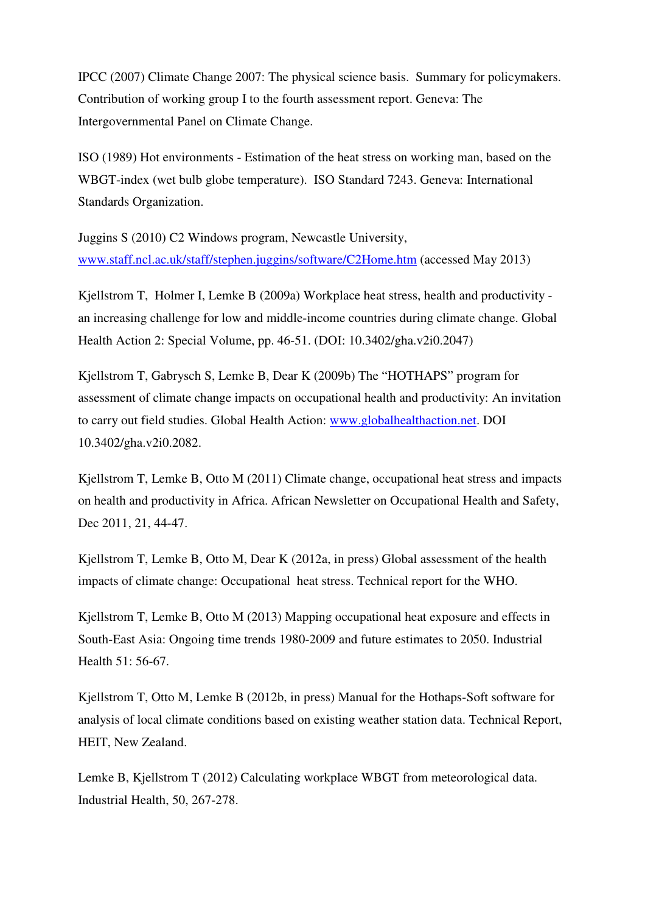IPCC (2007) Climate Change 2007: The physical science basis. Summary for policymakers. Contribution of working group I to the fourth assessment report. Geneva: The Intergovernmental Panel on Climate Change.

ISO (1989) Hot environments - Estimation of the heat stress on working man, based on the WBGT-index (wet bulb globe temperature). ISO Standard 7243. Geneva: International Standards Organization.

Juggins S (2010) C2 Windows program, Newcastle University, [www.staff.ncl.ac.uk/staff/stephen.juggins/software/C2Home.htm](http://www.staff.ncl.ac.uk/staff/stephen.juggins/software/C2Home.htm) (accessed May 2013)

Kjellstrom T, Holmer I, Lemke B (2009a) Workplace heat stress, health and productivity - an increasing challenge for low and middle-income countries during climate change. Global Health Action 2: Special Volume, pp. 46-51. (DOI: 10.3402/gha.v2i0.2047)

Kjellstrom T, Gabrysch S, Lemke B, Dear K (2009b) The "HOTHAPS" program for assessment of climate change impacts on occupational health and productivity: An invitation to carry out field studies. Global Health Action: [www.globalhealthaction.net](http://www.globalhealthaction.net). DOI 10.3402/gha.v2i0.2082.

Kjellstrom T, Lemke B, Otto M (2011) Climate change, occupational heat stress and impacts on health and productivity in Africa. African Newsletter on Occupational Health and Safety, Dec 2011, 21, 44-47.

Kjellstrom T, Lemke B, Otto M, Dear K (2012a, in press) Global assessment of the health impacts of climate change: Occupational heat stress. Technical report for the WHO.

Kjellstrom T, Lemke B, Otto M (2013) Mapping occupational heat exposure and effects in South-East Asia: Ongoing time trends 1980-2009 and future estimates to 2050. Industrial Health 51: 56-67.

Kjellstrom T, Otto M, Lemke B (2012b, in press) Manual for the Hothaps-Soft software for analysis of local climate conditions based on existing weather station data. Technical Report, HEIT, New Zealand.

Lemke B, Kjellstrom T (2012) Calculating workplace WBGT from meteorological data. Industrial Health, 50, 267-278.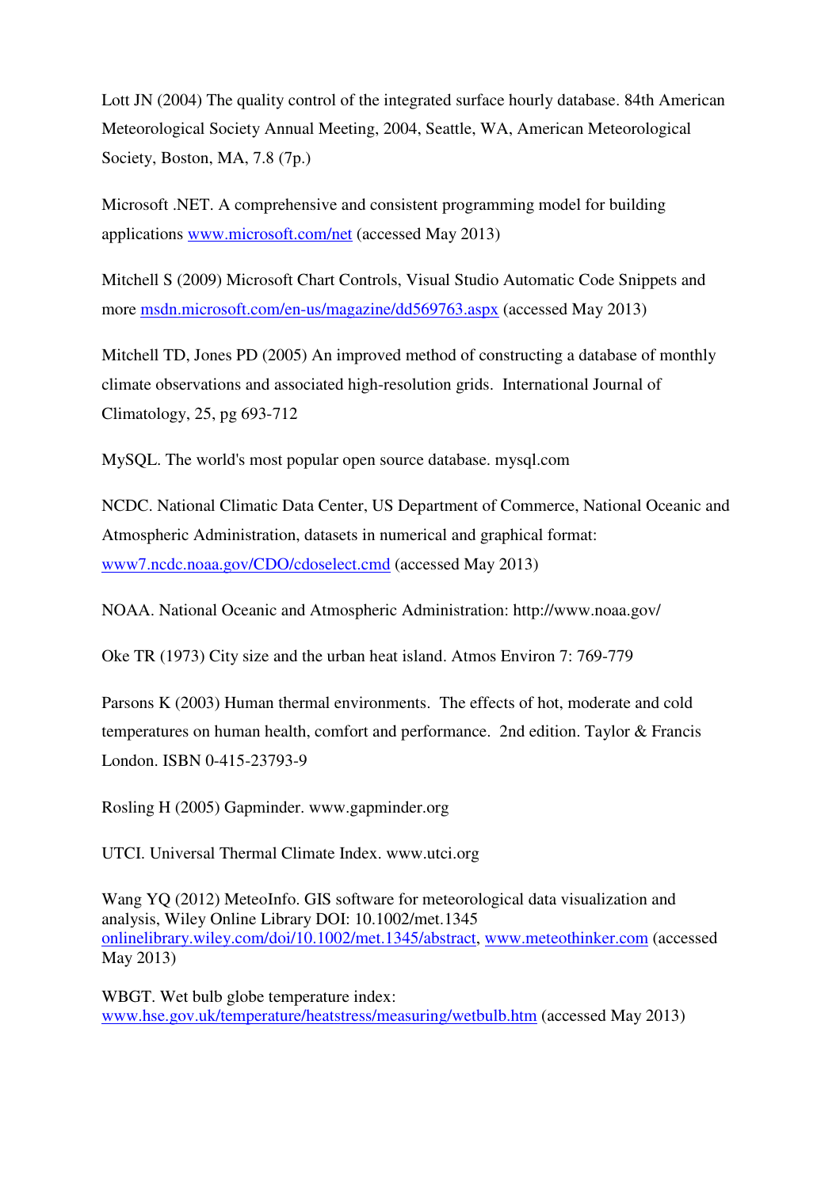Lott JN (2004) The quality control of the integrated surface hourly database. 84th American Meteorological Society Annual Meeting, 2004, Seattle, WA, American Meteorological Society, Boston, MA, 7.8 (7p.)

Microsoft .NET. A comprehensive and consistent programming model for building applications www.microsoft.com/net (accessed May 2013)

Mitchell S (2009) Microsoft Chart Controls, Visual Studio Automatic Code Snippets and more msdn.microsoft.com/en-us/magazine/dd569763.aspx (accessed May 2013)

Mitchell TD, Jones PD (2005) An improved method of constructing a database of monthly climate observations and associated high-resolution grids. International Journal of Climatology, 25, pg 693-712

MySQL. The world's most popular open source database. mysql.com

NCDC. National Climatic Data Center, US Department of Commerce, National Oceanic and Atmospheric Administration, datasets in numerical and graphical format: www7.ncdc.noaa.gov/CDO/cdoselect.cmd (accessed May 2013)

NOAA. National Oceanic and Atmospheric Administration: http://www.noaa.gov/

Oke TR (1973) City size and the urban heat island. Atmos Environ 7: 769-779

Parsons K (2003) Human thermal environments. The effects of hot, moderate and cold temperatures on human health, comfort and performance. 2nd edition. Taylor & Francis London. ISBN 0-415-23793-9

Rosling H (2005) Gapminder. www.gapminder.org

UTCI. Universal Thermal Climate Index. www.utci.org

Wang YQ (2012) MeteoInfo. GIS software for meteorological data visualization and analysis, Wiley Online Library DOI: 10.1002/met.1345 onlinelibrary.wiley.com/doi/10.1002/met.1345/abstract, www.meteothinker.com (accessed May 2013)

WBGT. Wet bulb globe temperature index: www.hse.gov.uk/temperature/heatstress/measuring/wetbulb.htm (accessed May 2013)